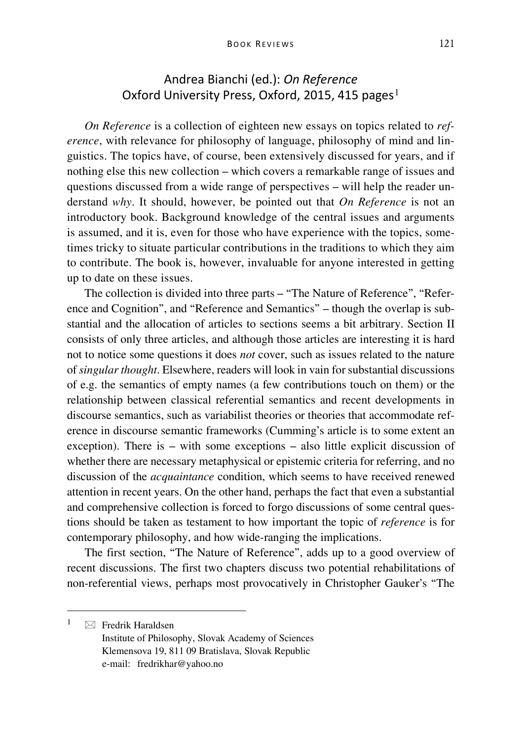# Andrea Bianchi (ed.): *On Reference*
## Oxford University Press, Oxford, 2015, 415 pages[1]

*On Reference* is a collection of eighteen new essays on topics related to *reference*, with relevance for philosophy of language, philosophy of mind and linguistics. The topics have, of course, been extensively discussed for years, and if nothing else this new collection – which covers a remarkable range of issues and questions discussed from a wide range of perspectives – will help the reader understand *why*. It should, however, be pointed out that *On Reference* is not an introductory book. Background knowledge of the central issues and arguments is assumed, and it is, even for those who have experience with the topics, sometimes tricky to situate particular contributions in the traditions to which they aim to contribute. The book is, however, invaluable for anyone interested in getting up to date on these issues.

The collection is divided into three parts – "The Nature of Reference", "Reference and Cognition", and "Reference and Semantics" – though the overlap is substantial and the allocation of articles to sections seems a bit arbitrary. Section II consists of only three articles, and although those articles are interesting it is hard not to notice some questions it does *not* cover, such as issues related to the nature of *singular thought*. Elsewhere, readers will look in vain for substantial discussions of e.g. the semantics of empty names (a few contributions touch on them) or the relationship between classical referential semantics and recent developments in discourse semantics, such as variabilist theories or theories that accommodate reference in discourse semantic frameworks (Cumming's article is to some extent an exception). There is – with some exceptions – also little explicit discussion of whether there are necessary metaphysical or epistemic criteria for referring, and no discussion of the *acquaintance* condition, which seems to have received renewed attention in recent years. On the other hand, perhaps the fact that even a substantial and comprehensive collection is forced to forgo discussions of some central questions should be taken as testament to how important the topic of *reference* is for contemporary philosophy, and how wide-ranging the implications.

The first section, "The Nature of Reference", adds up to a good overview of recent discussions. The first two chapters discuss two potential rehabilitations of non-referential views, perhaps most provocatively in Christopher Gauker's "The

---

[1] ✉ Fredrik Haraldsen
Institute of Philosophy, Slovak Academy of Sciences
Klemensova 19, 811 09 Bratislava, Slovak Republic
e-mail: fredrikhar@yahoo.no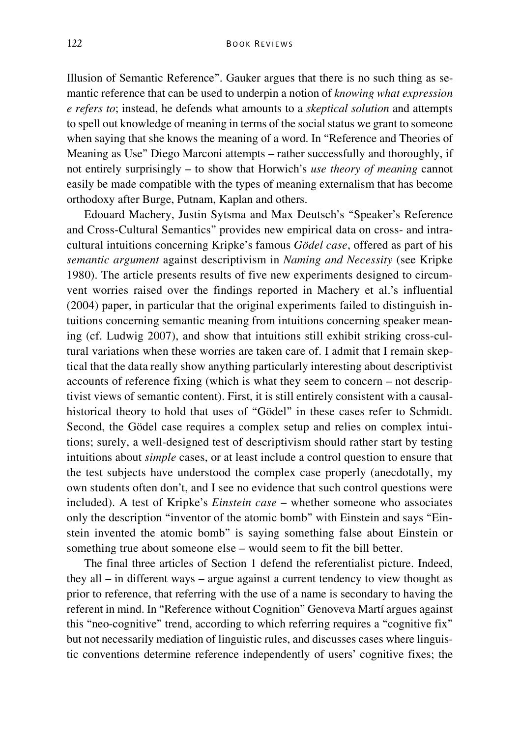Illusion of Semantic Reference". Gauker argues that there is no such thing as semantic reference that can be used to underpin a notion of *knowing what expression e refers to*; instead, he defends what amounts to a *skeptical solution* and attempts to spell out knowledge of meaning in terms of the social status we grant to someone when saying that she knows the meaning of a word. In "Reference and Theories of Meaning as Use" Diego Marconi attempts – rather successfully and thoroughly, if not entirely surprisingly – to show that Horwich's *use theory of meaning* cannot easily be made compatible with the types of meaning externalism that has become orthodoxy after Burge, Putnam, Kaplan and others.

Edouard Machery, Justin Sytsma and Max Deutsch's "Speaker's Reference and Cross-Cultural Semantics" provides new empirical data on cross- and intra-cultural intuitions concerning Kripke's famous *Gödel case*, offered as part of his *semantic argument* against descriptivism in *Naming and Necessity* (see Kripke 1980). The article presents results of five new experiments designed to circumvent worries raised over the findings reported in Machery et al.'s influential (2004) paper, in particular that the original experiments failed to distinguish intuitions concerning semantic meaning from intuitions concerning speaker meaning (cf. Ludwig 2007), and show that intuitions still exhibit striking cross-cultural variations when these worries are taken care of. I admit that I remain skeptical that the data really show anything particularly interesting about descriptivist accounts of reference fixing (which is what they seem to concern – not descriptivist views of semantic content). First, it is still entirely consistent with a causal-historical theory to hold that uses of "Gödel" in these cases refer to Schmidt. Second, the Gödel case requires a complex setup and relies on complex intuitions; surely, a well-designed test of descriptivism should rather start by testing intuitions about *simple* cases, or at least include a control question to ensure that the test subjects have understood the complex case properly (anecdotally, my own students often don't, and I see no evidence that such control questions were included). A test of Kripke's *Einstein case* – whether someone who associates only the description "inventor of the atomic bomb" with Einstein and says "Einstein invented the atomic bomb" is saying something false about Einstein or something true about someone else – would seem to fit the bill better.

The final three articles of Section 1 defend the referentialist picture. Indeed, they all – in different ways – argue against a current tendency to view thought as prior to reference, that referring with the use of a name is secondary to having the referent in mind. In "Reference without Cognition" Genoveva Martí argues against this "neo-cognitive" trend, according to which referring requires a "cognitive fix" but not necessarily mediation of linguistic rules, and discusses cases where linguistic conventions determine reference independently of users' cognitive fixes; the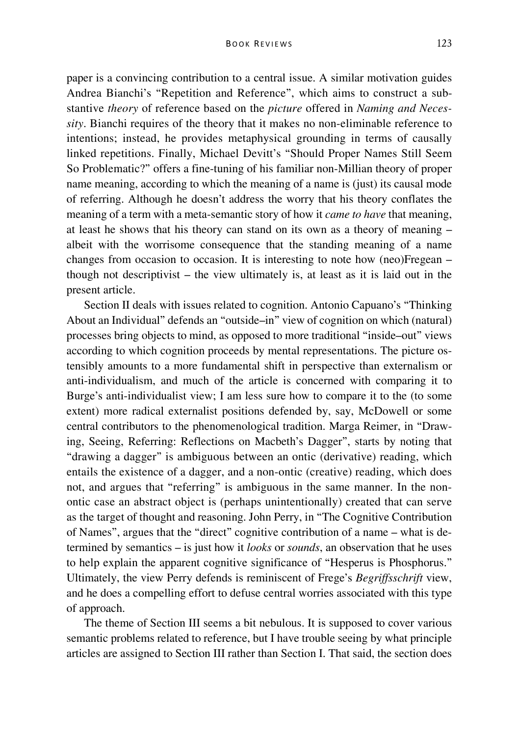paper is a convincing contribution to a central issue. A similar motivation guides Andrea Bianchi's "Repetition and Reference", which aims to construct a substantive *theory* of reference based on the *picture* offered in *Naming and Necessity*. Bianchi requires of the theory that it makes no non-eliminable reference to intentions; instead, he provides metaphysical grounding in terms of causally linked repetitions. Finally, Michael Devitt's "Should Proper Names Still Seem So Problematic?" offers a fine-tuning of his familiar non-Millian theory of proper name meaning, according to which the meaning of a name is (just) its causal mode of referring. Although he doesn't address the worry that his theory conflates the meaning of a term with a meta-semantic story of how it *came to have* that meaning, at least he shows that his theory can stand on its own as a theory of meaning – albeit with the worrisome consequence that the standing meaning of a name changes from occasion to occasion. It is interesting to note how (neo)Fregean – though not descriptivist – the view ultimately is, at least as it is laid out in the present article.

Section II deals with issues related to cognition. Antonio Capuano's "Thinking About an Individual" defends an "outside–in" view of cognition on which (natural) processes bring objects to mind, as opposed to more traditional "inside–out" views according to which cognition proceeds by mental representations. The picture ostensibly amounts to a more fundamental shift in perspective than externalism or anti-individualism, and much of the article is concerned with comparing it to Burge's anti-individualist view; I am less sure how to compare it to the (to some extent) more radical externalist positions defended by, say, McDowell or some central contributors to the phenomenological tradition. Marga Reimer, in "Drawing, Seeing, Referring: Reflections on Macbeth's Dagger", starts by noting that "drawing a dagger" is ambiguous between an ontic (derivative) reading, which entails the existence of a dagger, and a non-ontic (creative) reading, which does not, and argues that "referring" is ambiguous in the same manner. In the non-ontic case an abstract object is (perhaps unintentionally) created that can serve as the target of thought and reasoning. John Perry, in "The Cognitive Contribution of Names", argues that the "direct" cognitive contribution of a name – what is determined by semantics – is just how it *looks* or *sounds*, an observation that he uses to help explain the apparent cognitive significance of "Hesperus is Phosphorus." Ultimately, the view Perry defends is reminiscent of Frege's *Begriffsschrift* view, and he does a compelling effort to defuse central worries associated with this type of approach.

The theme of Section III seems a bit nebulous. It is supposed to cover various semantic problems related to reference, but I have trouble seeing by what principle articles are assigned to Section III rather than Section I. That said, the section does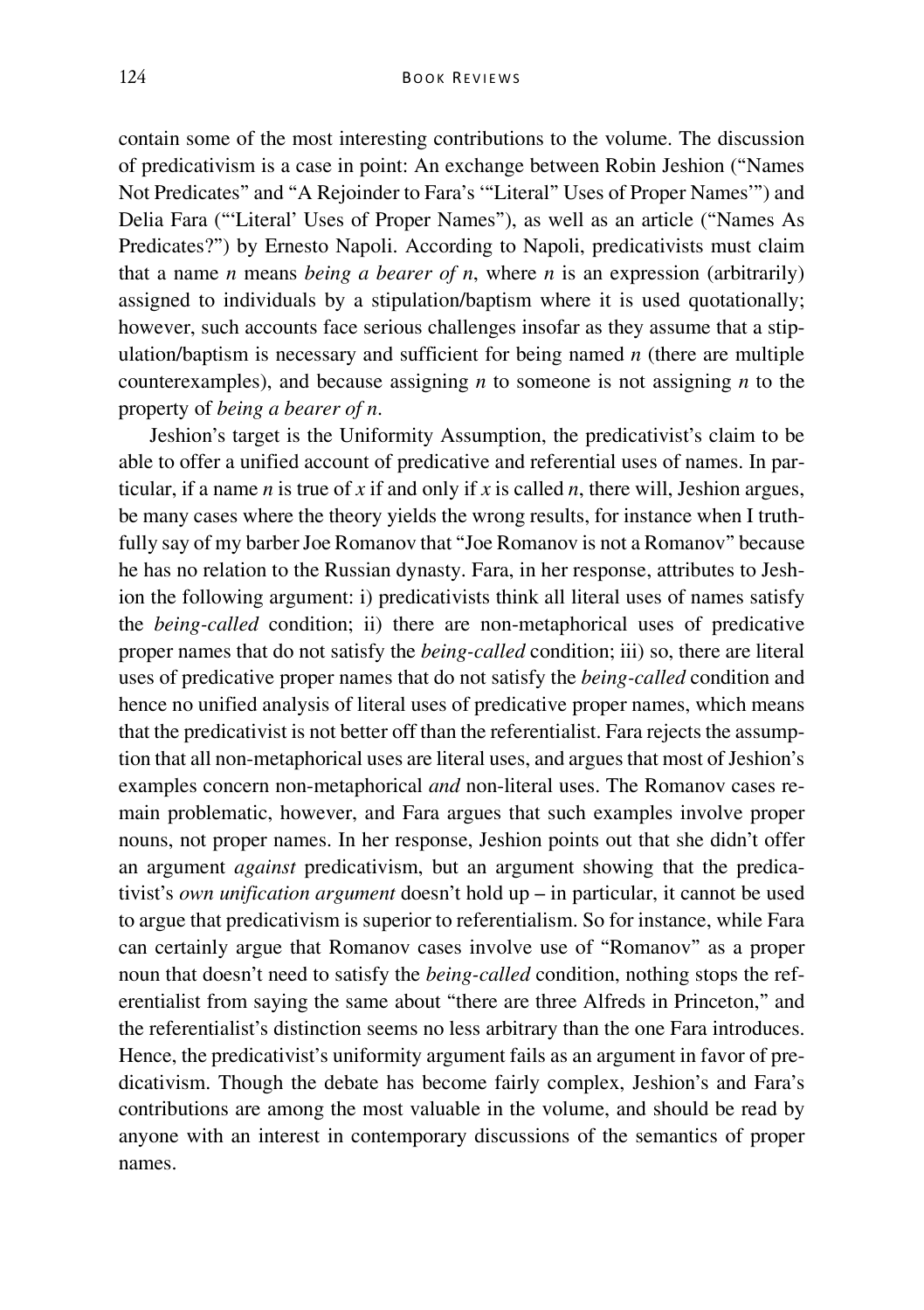contain some of the most interesting contributions to the volume. The discussion of predicativism is a case in point: An exchange between Robin Jeshion ("Names Not Predicates" and "A Rejoinder to Fara's '"Literal" Uses of Proper Names'") and Delia Fara ("'Literal' Uses of Proper Names"), as well as an article ("Names As Predicates?") by Ernesto Napoli. According to Napoli, predicativists must claim that a name *n* means *being a bearer of n*, where *n* is an expression (arbitrarily) assigned to individuals by a stipulation/baptism where it is used quotationally; however, such accounts face serious challenges insofar as they assume that a stipulation/baptism is necessary and sufficient for being named *n* (there are multiple counterexamples), and because assigning *n* to someone is not assigning *n* to the property of *being a bearer of n*.

Jeshion's target is the Uniformity Assumption, the predicativist's claim to be able to offer a unified account of predicative and referential uses of names. In particular, if a name *n* is true of *x* if and only if *x* is called *n*, there will, Jeshion argues, be many cases where the theory yields the wrong results, for instance when I truthfully say of my barber Joe Romanov that "Joe Romanov is not a Romanov" because he has no relation to the Russian dynasty. Fara, in her response, attributes to Jeshion the following argument: i) predicativists think all literal uses of names satisfy the *being-called* condition; ii) there are non-metaphorical uses of predicative proper names that do not satisfy the *being-called* condition; iii) so, there are literal uses of predicative proper names that do not satisfy the *being-called* condition and hence no unified analysis of literal uses of predicative proper names, which means that the predicativist is not better off than the referentialist. Fara rejects the assumption that all non-metaphorical uses are literal uses, and argues that most of Jeshion's examples concern non-metaphorical *and* non-literal uses. The Romanov cases remain problematic, however, and Fara argues that such examples involve proper nouns, not proper names. In her response, Jeshion points out that she didn't offer an argument *against* predicativism, but an argument showing that the predicativist's *own unification argument* doesn't hold up – in particular, it cannot be used to argue that predicativism is superior to referentialism. So for instance, while Fara can certainly argue that Romanov cases involve use of "Romanov" as a proper noun that doesn't need to satisfy the *being-called* condition, nothing stops the referentialist from saying the same about "there are three Alfreds in Princeton," and the referentialist's distinction seems no less arbitrary than the one Fara introduces. Hence, the predicativist's uniformity argument fails as an argument in favor of predicativism. Though the debate has become fairly complex, Jeshion's and Fara's contributions are among the most valuable in the volume, and should be read by anyone with an interest in contemporary discussions of the semantics of proper names.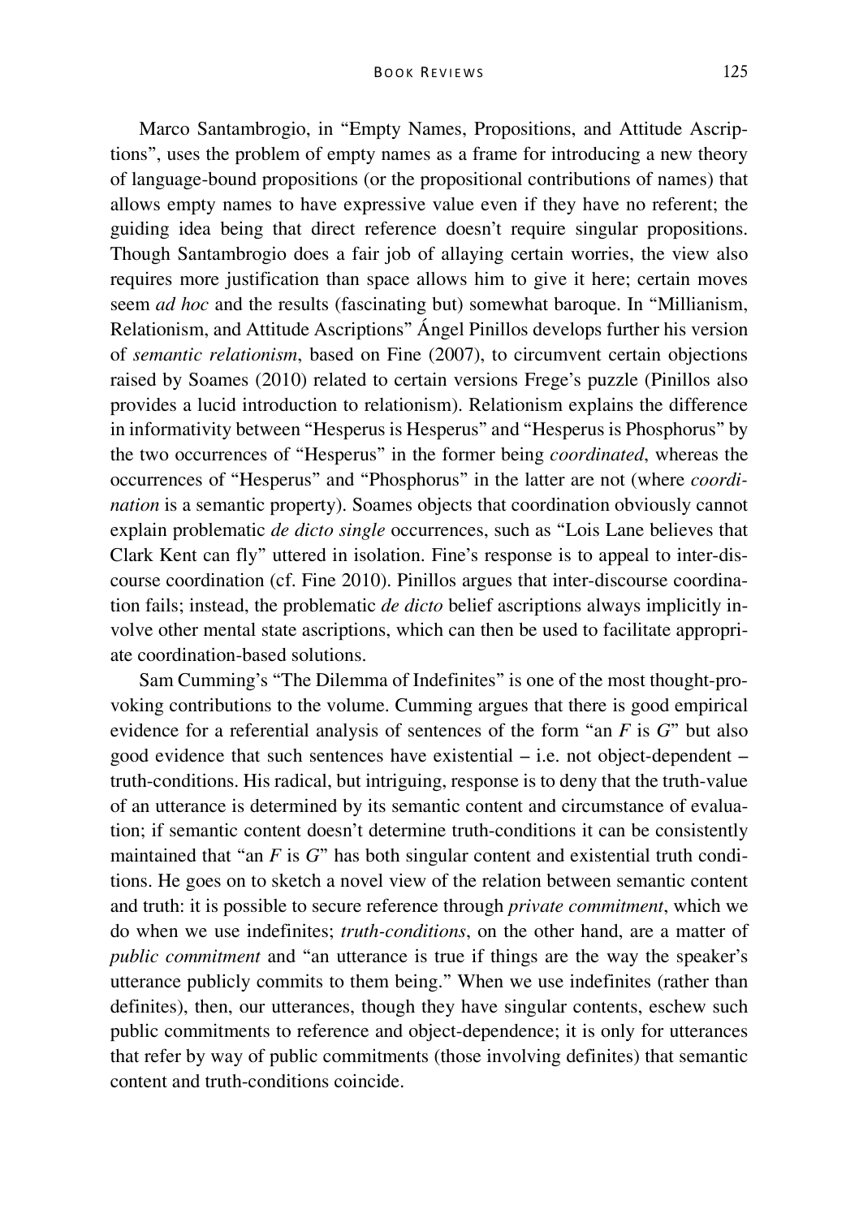Marco Santambrogio, in "Empty Names, Propositions, and Attitude Ascriptions", uses the problem of empty names as a frame for introducing a new theory of language-bound propositions (or the propositional contributions of names) that allows empty names to have expressive value even if they have no referent; the guiding idea being that direct reference doesn't require singular propositions. Though Santambrogio does a fair job of allaying certain worries, the view also requires more justification than space allows him to give it here; certain moves seem *ad hoc* and the results (fascinating but) somewhat baroque. In "Millianism, Relationism, and Attitude Ascriptions" Ángel Pinillos develops further his version of *semantic relationism*, based on Fine (2007), to circumvent certain objections raised by Soames (2010) related to certain versions Frege's puzzle (Pinillos also provides a lucid introduction to relationism). Relationism explains the difference in informativity between "Hesperus is Hesperus" and "Hesperus is Phosphorus" by the two occurrences of "Hesperus" in the former being *coordinated*, whereas the occurrences of "Hesperus" and "Phosphorus" in the latter are not (where *coordination* is a semantic property). Soames objects that coordination obviously cannot explain problematic *de dicto single* occurrences, such as "Lois Lane believes that Clark Kent can fly" uttered in isolation. Fine's response is to appeal to inter-discourse coordination (cf. Fine 2010). Pinillos argues that inter-discourse coordination fails; instead, the problematic *de dicto* belief ascriptions always implicitly involve other mental state ascriptions, which can then be used to facilitate appropriate coordination-based solutions.

Sam Cumming's "The Dilemma of Indefinites" is one of the most thought-provoking contributions to the volume. Cumming argues that there is good empirical evidence for a referential analysis of sentences of the form "an *F* is *G*" but also good evidence that such sentences have existential – i.e. not object-dependent – truth-conditions. His radical, but intriguing, response is to deny that the truth-value of an utterance is determined by its semantic content and circumstance of evaluation; if semantic content doesn't determine truth-conditions it can be consistently maintained that "an *F* is *G*" has both singular content and existential truth conditions. He goes on to sketch a novel view of the relation between semantic content and truth: it is possible to secure reference through *private commitment*, which we do when we use indefinites; *truth-conditions*, on the other hand, are a matter of *public commitment* and "an utterance is true if things are the way the speaker's utterance publicly commits to them being." When we use indefinites (rather than definites), then, our utterances, though they have singular contents, eschew such public commitments to reference and object-dependence; it is only for utterances that refer by way of public commitments (those involving definites) that semantic content and truth-conditions coincide.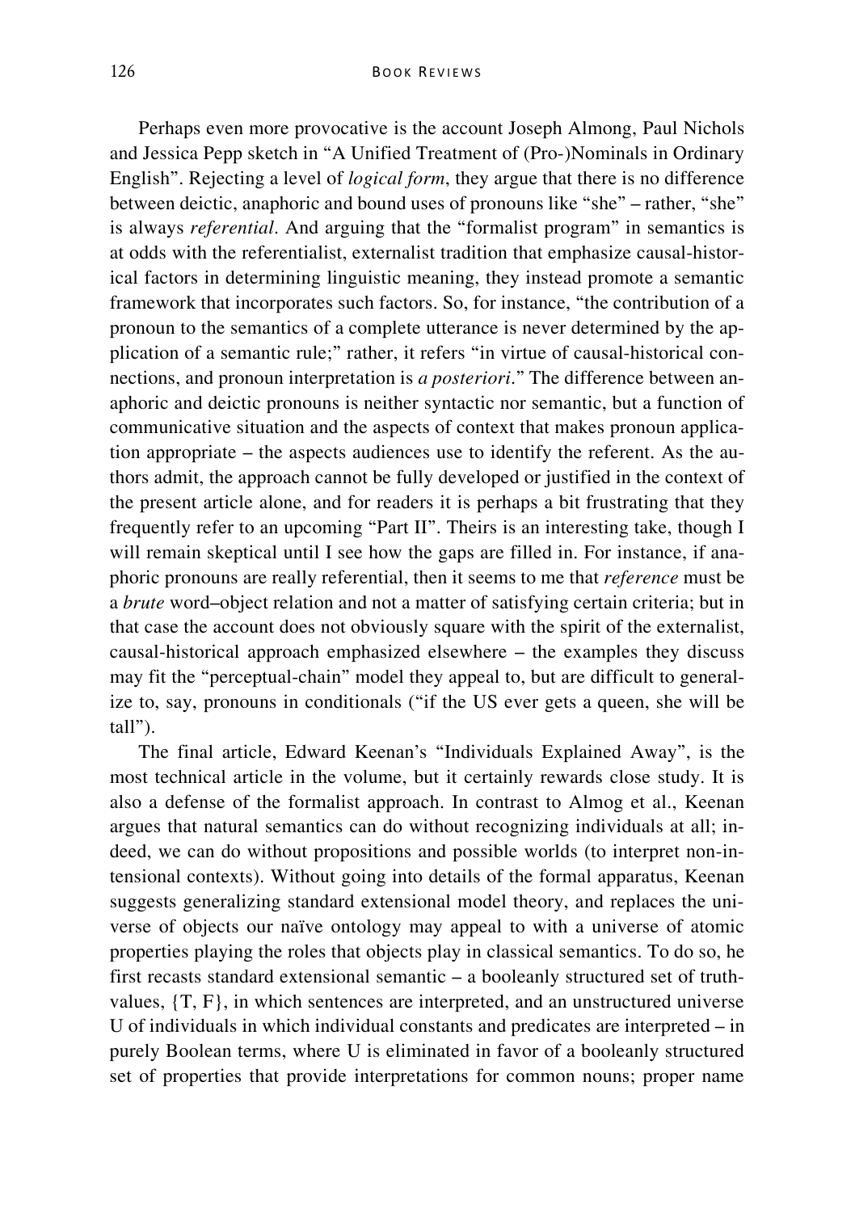Perhaps even more provocative is the account Joseph Almong, Paul Nichols and Jessica Pepp sketch in "A Unified Treatment of (Pro-)Nominals in Ordinary English". Rejecting a level of *logical form*, they argue that there is no difference between deictic, anaphoric and bound uses of pronouns like "she" – rather, "she" is always *referential*. And arguing that the "formalist program" in semantics is at odds with the referentialist, externalist tradition that emphasize causal-historical factors in determining linguistic meaning, they instead promote a semantic framework that incorporates such factors. So, for instance, "the contribution of a pronoun to the semantics of a complete utterance is never determined by the application of a semantic rule;" rather, it refers "in virtue of causal-historical connections, and pronoun interpretation is *a posteriori*." The difference between anaphoric and deictic pronouns is neither syntactic nor semantic, but a function of communicative situation and the aspects of context that makes pronoun application appropriate – the aspects audiences use to identify the referent. As the authors admit, the approach cannot be fully developed or justified in the context of the present article alone, and for readers it is perhaps a bit frustrating that they frequently refer to an upcoming "Part II". Theirs is an interesting take, though I will remain skeptical until I see how the gaps are filled in. For instance, if anaphoric pronouns are really referential, then it seems to me that *reference* must be a *brute* word–object relation and not a matter of satisfying certain criteria; but in that case the account does not obviously square with the spirit of the externalist, causal-historical approach emphasized elsewhere – the examples they discuss may fit the "perceptual-chain" model they appeal to, but are difficult to generalize to, say, pronouns in conditionals ("if the US ever gets a queen, she will be tall").

The final article, Edward Keenan's "Individuals Explained Away", is the most technical article in the volume, but it certainly rewards close study. It is also a defense of the formalist approach. In contrast to Almog et al., Keenan argues that natural semantics can do without recognizing individuals at all; indeed, we can do without propositions and possible worlds (to interpret non-intensional contexts). Without going into details of the formal apparatus, Keenan suggests generalizing standard extensional model theory, and replaces the universe of objects our naïve ontology may appeal to with a universe of atomic properties playing the roles that objects play in classical semantics. To do so, he first recasts standard extensional semantic – a booleanly structured set of truth-values, {T, F}, in which sentences are interpreted, and an unstructured universe U of individuals in which individual constants and predicates are interpreted – in purely Boolean terms, where U is eliminated in favor of a booleanly structured set of properties that provide interpretations for common nouns; proper name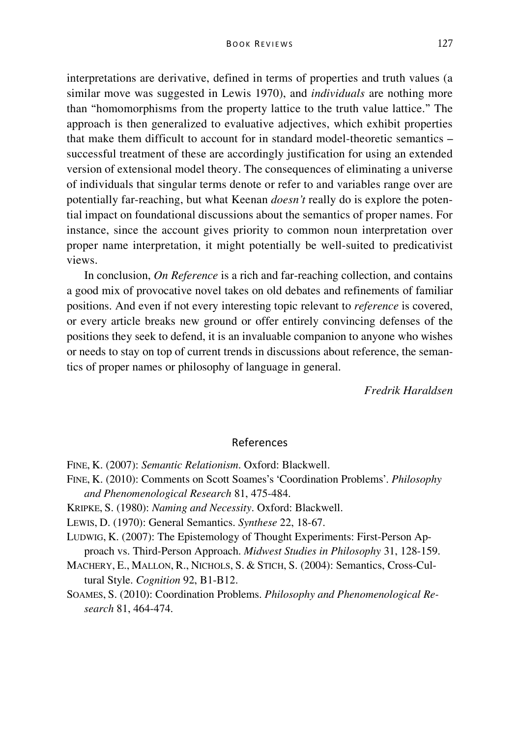interpretations are derivative, defined in terms of properties and truth values (a similar move was suggested in Lewis 1970), and *individuals* are nothing more than "homomorphisms from the property lattice to the truth value lattice." The approach is then generalized to evaluative adjectives, which exhibit properties that make them difficult to account for in standard model-theoretic semantics – successful treatment of these are accordingly justification for using an extended version of extensional model theory. The consequences of eliminating a universe of individuals that singular terms denote or refer to and variables range over are potentially far-reaching, but what Keenan *doesn't* really do is explore the potential impact on foundational discussions about the semantics of proper names. For instance, since the account gives priority to common noun interpretation over proper name interpretation, it might potentially be well-suited to predicativist views.

In conclusion, *On Reference* is a rich and far-reaching collection, and contains a good mix of provocative novel takes on old debates and refinements of familiar positions. And even if not every interesting topic relevant to *reference* is covered, or every article breaks new ground or offer entirely convincing defenses of the positions they seek to defend, it is an invaluable companion to anyone who wishes or needs to stay on top of current trends in discussions about reference, the semantics of proper names or philosophy of language in general.

*Fredrik Haraldsen*

## References

FINE, K. (2007): *Semantic Relationism*. Oxford: Blackwell.

FINE, K. (2010): Comments on Scott Soames's 'Coordination Problems'. *Philosophy and Phenomenological Research* 81, 475-484.

KRIPKE, S. (1980): *Naming and Necessity*. Oxford: Blackwell.

LEWIS, D. (1970): General Semantics. *Synthese* 22, 18-67.

LUDWIG, K. (2007): The Epistemology of Thought Experiments: First-Person Approach vs. Third-Person Approach. *Midwest Studies in Philosophy* 31, 128-159.

MACHERY, E., MALLON, R., NICHOLS, S. & STICH, S. (2004): Semantics, Cross-Cultural Style. *Cognition* 92, B1-B12.

SOAMES, S. (2010): Coordination Problems. *Philosophy and Phenomenological Research* 81, 464-474.